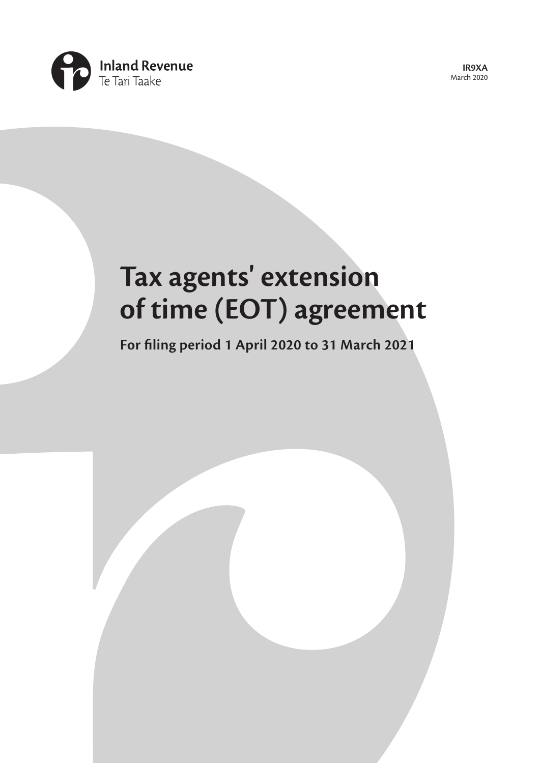Inland Revenue
Te Tari Taake

**IR9XA**
March 2020

# Tax agents' extension of time (EOT) agreement

**For filing period 1 April 2020 to 31 March 2021**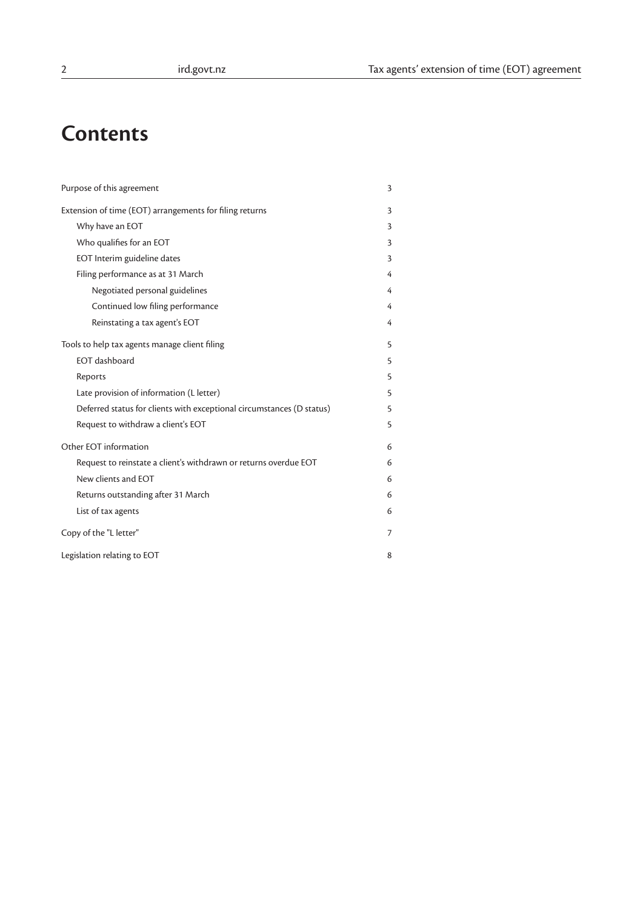# Contents

| | |
|---|---|
| Purpose of this agreement | 3 |
| Extension of time (EOT) arrangements for filing returns | 3 |
| Why have an EOT | 3 |
| Who qualifies for an EOT | 3 |
| EOT Interim guideline dates | 3 |
| Filing performance as at 31 March | 4 |
| Negotiated personal guidelines | 4 |
| Continued low filing performance | 4 |
| Reinstating a tax agent's EOT | 4 |
| Tools to help tax agents manage client filing | 5 |
| EOT dashboard | 5 |
| Reports | 5 |
| Late provision of information (L letter) | 5 |
| Deferred status for clients with exceptional circumstances (D status) | 5 |
| Request to withdraw a client's EOT | 5 |
| Other EOT information | 6 |
| Request to reinstate a client's withdrawn or returns overdue EOT | 6 |
| New clients and EOT | 6 |
| Returns outstanding after 31 March | 6 |
| List of tax agents | 6 |
| Copy of the "L letter" | 7 |
| Legislation relating to EOT | 8 |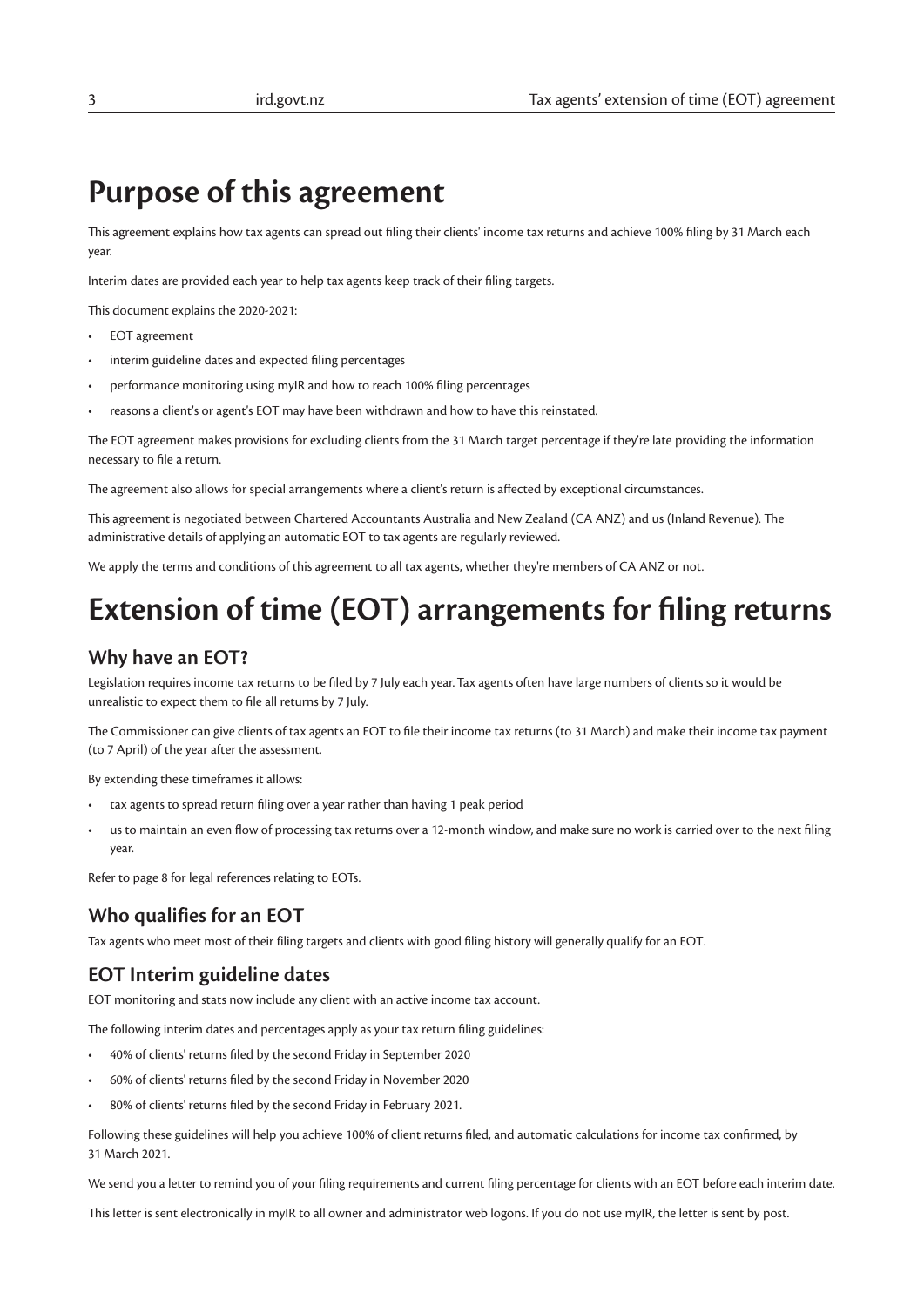# Purpose of this agreement

This agreement explains how tax agents can spread out filing their clients' income tax returns and achieve 100% filing by 31 March each year.

Interim dates are provided each year to help tax agents keep track of their filing targets.

This document explains the 2020-2021:

- EOT agreement
- interim guideline dates and expected filing percentages
- performance monitoring using myIR and how to reach 100% filing percentages
- reasons a client's or agent's EOT may have been withdrawn and how to have this reinstated.

The EOT agreement makes provisions for excluding clients from the 31 March target percentage if they're late providing the information necessary to file a return.

The agreement also allows for special arrangements where a client's return is affected by exceptional circumstances.

This agreement is negotiated between Chartered Accountants Australia and New Zealand (CA ANZ) and us (Inland Revenue). The administrative details of applying an automatic EOT to tax agents are regularly reviewed.

We apply the terms and conditions of this agreement to all tax agents, whether they're members of CA ANZ or not.

# Extension of time (EOT) arrangements for filing returns

## Why have an EOT?

Legislation requires income tax returns to be filed by 7 July each year. Tax agents often have large numbers of clients so it would be unrealistic to expect them to file all returns by 7 July.

The Commissioner can give clients of tax agents an EOT to file their income tax returns (to 31 March) and make their income tax payment (to 7 April) of the year after the assessment.

By extending these timeframes it allows:

- tax agents to spread return filing over a year rather than having 1 peak period
- us to maintain an even flow of processing tax returns over a 12-month window, and make sure no work is carried over to the next filing year.

Refer to page 8 for legal references relating to EOTs.

## Who qualifies for an EOT

Tax agents who meet most of their filing targets and clients with good filing history will generally qualify for an EOT.

## EOT Interim guideline dates

EOT monitoring and stats now include any client with an active income tax account.

The following interim dates and percentages apply as your tax return filing guidelines:

- 40% of clients' returns filed by the second Friday in September 2020
- 60% of clients' returns filed by the second Friday in November 2020
- 80% of clients' returns filed by the second Friday in February 2021.

Following these guidelines will help you achieve 100% of client returns filed, and automatic calculations for income tax confirmed, by 31 March 2021.

We send you a letter to remind you of your filing requirements and current filing percentage for clients with an EOT before each interim date.

This letter is sent electronically in myIR to all owner and administrator web logons. If you do not use myIR, the letter is sent by post.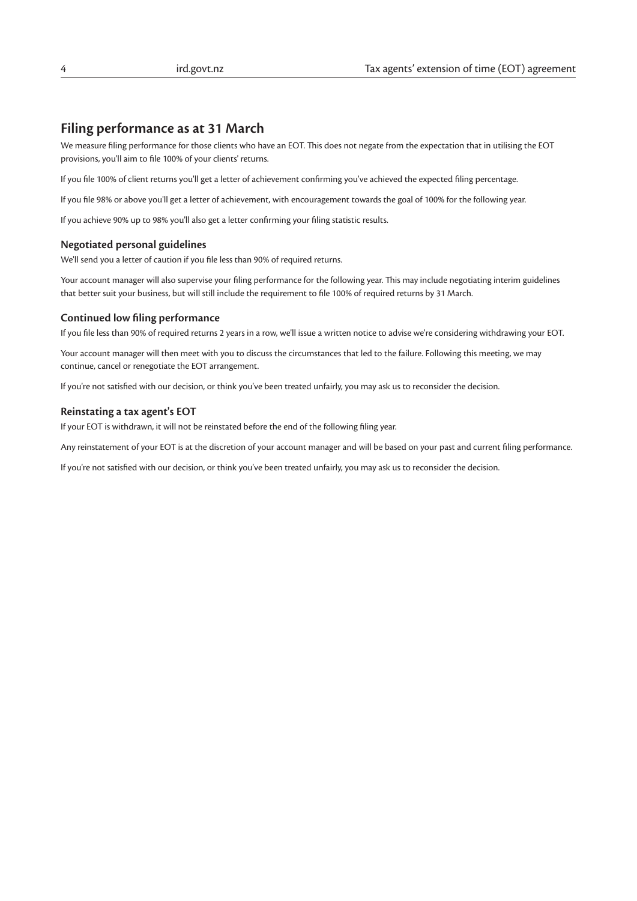## Filing performance as at 31 March

We measure filing performance for those clients who have an EOT. This does not negate from the expectation that in utilising the EOT provisions, you'll aim to file 100% of your clients' returns.

If you file 100% of client returns you'll get a letter of achievement confirming you've achieved the expected filing percentage.

If you file 98% or above you'll get a letter of achievement, with encouragement towards the goal of 100% for the following year.

If you achieve 90% up to 98% you'll also get a letter confirming your filing statistic results.

### Negotiated personal guidelines

We'll send you a letter of caution if you file less than 90% of required returns.

Your account manager will also supervise your filing performance for the following year. This may include negotiating interim guidelines that better suit your business, but will still include the requirement to file 100% of required returns by 31 March.

### Continued low filing performance

If you file less than 90% of required returns 2 years in a row, we'll issue a written notice to advise we're considering withdrawing your EOT.

Your account manager will then meet with you to discuss the circumstances that led to the failure. Following this meeting, we may continue, cancel or renegotiate the EOT arrangement.

If you're not satisfied with our decision, or think you've been treated unfairly, you may ask us to reconsider the decision.

### Reinstating a tax agent's EOT

If your EOT is withdrawn, it will not be reinstated before the end of the following filing year.

Any reinstatement of your EOT is at the discretion of your account manager and will be based on your past and current filing performance.

If you're not satisfied with our decision, or think you've been treated unfairly, you may ask us to reconsider the decision.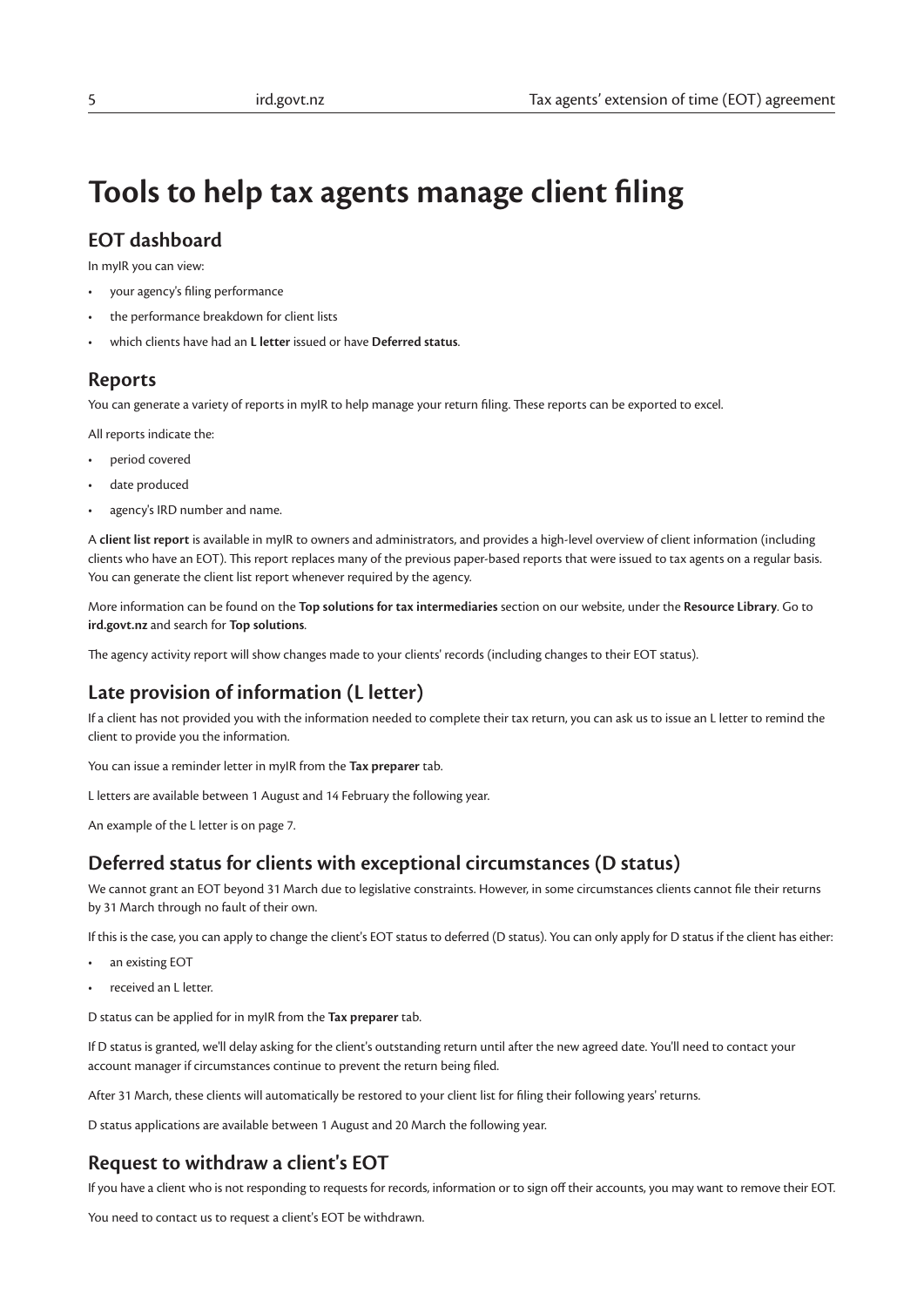# Tools to help tax agents manage client filing

## EOT dashboard

In myIR you can view:

- your agency's filing performance
- the performance breakdown for client lists
- which clients have had an **L letter** issued or have **Deferred status**.

## Reports

You can generate a variety of reports in myIR to help manage your return filing. These reports can be exported to excel.

All reports indicate the:

- period covered
- date produced
- agency's IRD number and name.

A **client list report** is available in myIR to owners and administrators, and provides a high-level overview of client information (including clients who have an EOT). This report replaces many of the previous paper-based reports that were issued to tax agents on a regular basis. You can generate the client list report whenever required by the agency.

More information can be found on the **Top solutions for tax intermediaries** section on our website, under the **Resource Library**. Go to **ird.govt.nz** and search for **Top solutions**.

The agency activity report will show changes made to your clients' records (including changes to their EOT status).

## Late provision of information (L letter)

If a client has not provided you with the information needed to complete their tax return, you can ask us to issue an L letter to remind the client to provide you the information.

You can issue a reminder letter in myIR from the **Tax preparer** tab.

L letters are available between 1 August and 14 February the following year.

An example of the L letter is on page 7.

## Deferred status for clients with exceptional circumstances (D status)

We cannot grant an EOT beyond 31 March due to legislative constraints. However, in some circumstances clients cannot file their returns by 31 March through no fault of their own.

If this is the case, you can apply to change the client's EOT status to deferred (D status). You can only apply for D status if the client has either:

- an existing EOT
- received an L letter.

D status can be applied for in myIR from the **Tax preparer** tab.

If D status is granted, we'll delay asking for the client's outstanding return until after the new agreed date. You'll need to contact your account manager if circumstances continue to prevent the return being filed.

After 31 March, these clients will automatically be restored to your client list for filing their following years' returns.

D status applications are available between 1 August and 20 March the following year.

## Request to withdraw a client's EOT

If you have a client who is not responding to requests for records, information or to sign off their accounts, you may want to remove their EOT.

You need to contact us to request a client's EOT be withdrawn.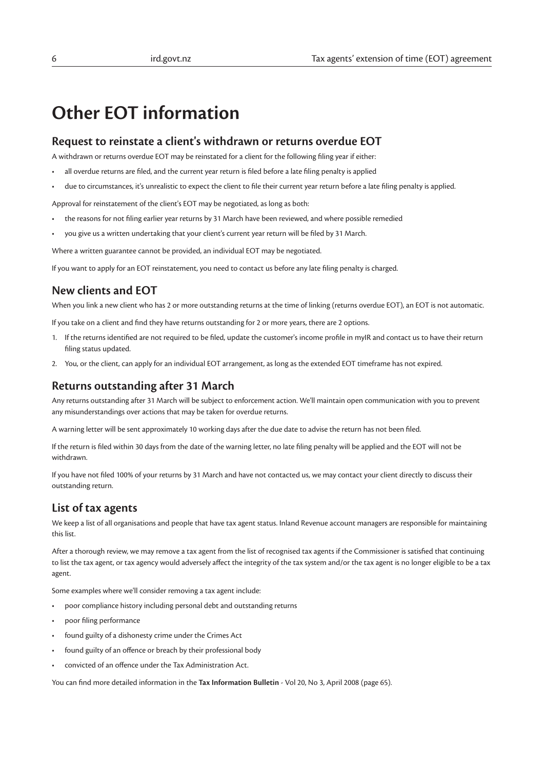# Other EOT information

## Request to reinstate a client's withdrawn or returns overdue EOT

A withdrawn or returns overdue EOT may be reinstated for a client for the following filing year if either:

- all overdue returns are filed, and the current year return is filed before a late filing penalty is applied
- due to circumstances, it's unrealistic to expect the client to file their current year return before a late filing penalty is applied.

Approval for reinstatement of the client's EOT may be negotiated, as long as both:

- the reasons for not filing earlier year returns by 31 March have been reviewed, and where possible remedied
- you give us a written undertaking that your client's current year return will be filed by 31 March.

Where a written guarantee cannot be provided, an individual EOT may be negotiated.

If you want to apply for an EOT reinstatement, you need to contact us before any late filing penalty is charged.

## New clients and EOT

When you link a new client who has 2 or more outstanding returns at the time of linking (returns overdue EOT), an EOT is not automatic.

If you take on a client and find they have returns outstanding for 2 or more years, there are 2 options.

1. If the returns identified are not required to be filed, update the customer's income profile in myIR and contact us to have their return filing status updated.
2. You, or the client, can apply for an individual EOT arrangement, as long as the extended EOT timeframe has not expired.

## Returns outstanding after 31 March

Any returns outstanding after 31 March will be subject to enforcement action. We'll maintain open communication with you to prevent any misunderstandings over actions that may be taken for overdue returns.

A warning letter will be sent approximately 10 working days after the due date to advise the return has not been filed.

If the return is filed within 30 days from the date of the warning letter, no late filing penalty will be applied and the EOT will not be withdrawn.

If you have not filed 100% of your returns by 31 March and have not contacted us, we may contact your client directly to discuss their outstanding return.

## List of tax agents

We keep a list of all organisations and people that have tax agent status. Inland Revenue account managers are responsible for maintaining this list.

After a thorough review, we may remove a tax agent from the list of recognised tax agents if the Commissioner is satisfied that continuing to list the tax agent, or tax agency would adversely affect the integrity of the tax system and/or the tax agent is no longer eligible to be a tax agent.

Some examples where we'll consider removing a tax agent include:

- poor compliance history including personal debt and outstanding returns
- poor filing performance
- found guilty of a dishonesty crime under the Crimes Act
- found guilty of an offence or breach by their professional body
- convicted of an offence under the Tax Administration Act.

You can find more detailed information in the **Tax Information Bulletin** - Vol 20, No 3, April 2008 (page 65).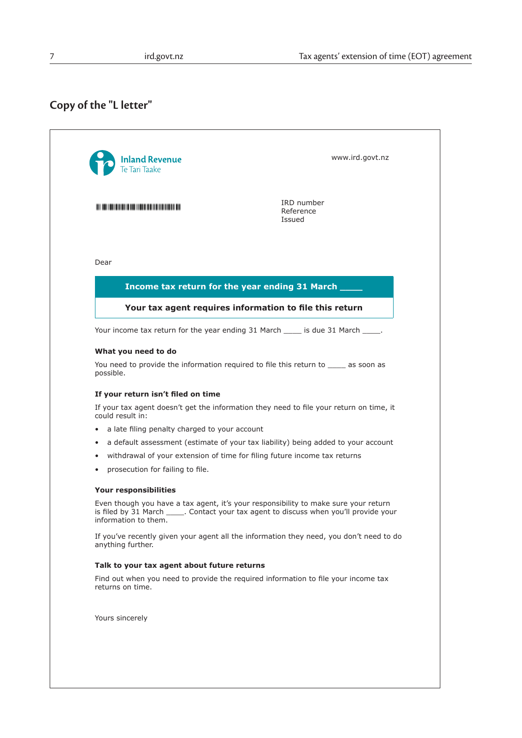## Copy of the "L letter"

Inland Revenue
Te Tari Taake

www.ird.govt.nz

IRD number
Reference
Issued

Dear

**Income tax return for the year ending 31 March _____**

**Your tax agent requires information to file this return**

Your income tax return for the year ending 31 March _____ is due 31 March _____.

**What you need to do**

You need to provide the information required to file this return to _____ as soon as possible.

**If your return isn't filed on time**

If your tax agent doesn't get the information they need to file your return on time, it could result in:

- a late filing penalty charged to your account
- a default assessment (estimate of your tax liability) being added to your account
- withdrawal of your extension of time for filing future income tax returns
- prosecution for failing to file.

**Your responsibilities**

Even though you have a tax agent, it's your responsibility to make sure your return is filed by 31 March _____. Contact your tax agent to discuss when you'll provide your information to them.

If you've recently given your agent all the information they need, you don't need to do anything further.

**Talk to your tax agent about future returns**

Find out when you need to provide the required information to file your income tax returns on time.

Yours sincerely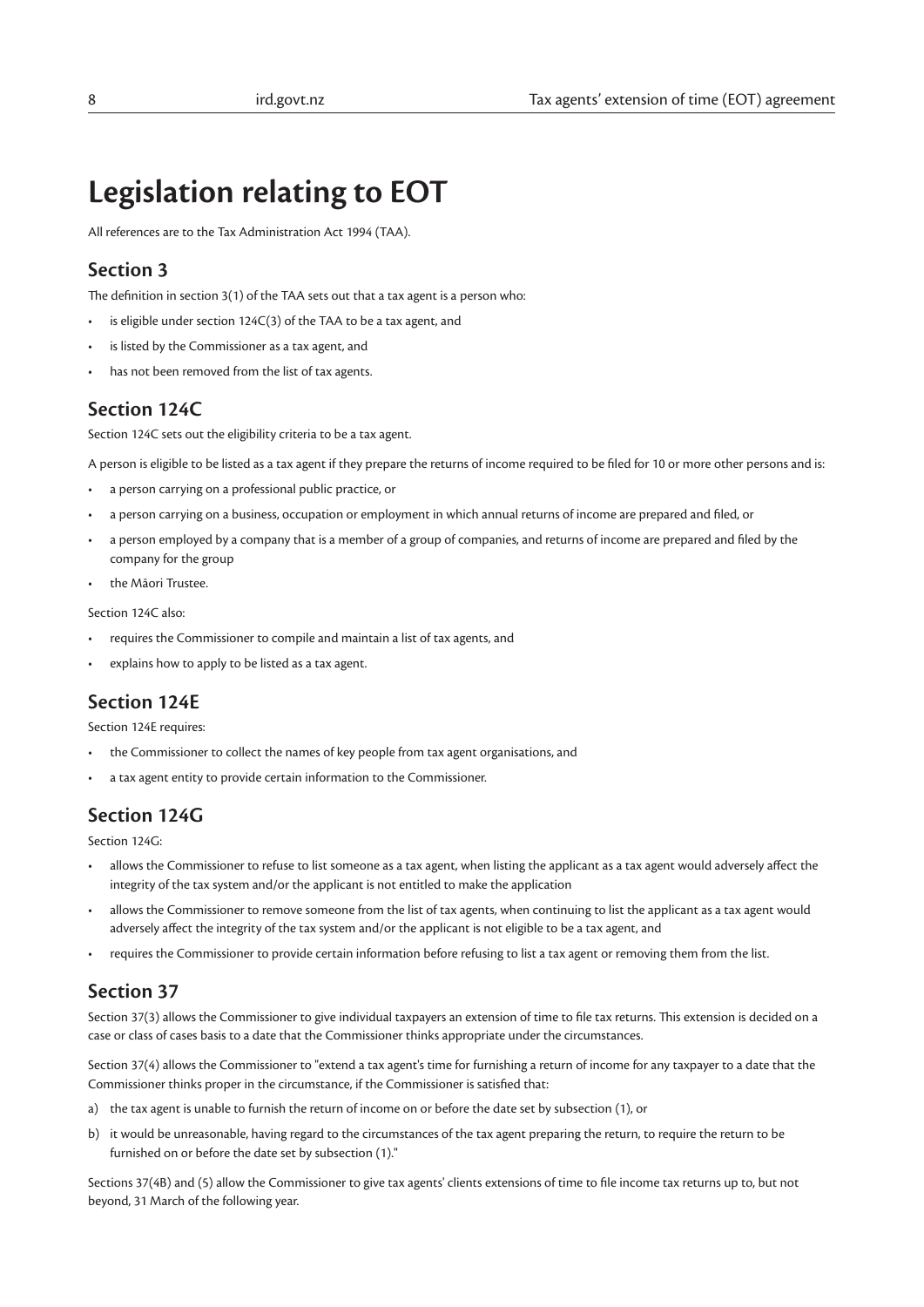# Legislation relating to EOT

All references are to the Tax Administration Act 1994 (TAA).

## Section 3

The definition in section 3(1) of the TAA sets out that a tax agent is a person who:

- is eligible under section 124C(3) of the TAA to be a tax agent, and
- is listed by the Commissioner as a tax agent, and
- has not been removed from the list of tax agents.

## Section 124C

Section 124C sets out the eligibility criteria to be a tax agent.

A person is eligible to be listed as a tax agent if they prepare the returns of income required to be filed for 10 or more other persons and is:

- a person carrying on a professional public practice, or
- a person carrying on a business, occupation or employment in which annual returns of income are prepared and filed, or
- a person employed by a company that is a member of a group of companies, and returns of income are prepared and filed by the company for the group
- the Māori Trustee.

Section 124C also:

- requires the Commissioner to compile and maintain a list of tax agents, and
- explains how to apply to be listed as a tax agent.

## Section 124E

Section 124E requires:

- the Commissioner to collect the names of key people from tax agent organisations, and
- a tax agent entity to provide certain information to the Commissioner.

## Section 124G

Section 124G:

- allows the Commissioner to refuse to list someone as a tax agent, when listing the applicant as a tax agent would adversely affect the integrity of the tax system and/or the applicant is not entitled to make the application
- allows the Commissioner to remove someone from the list of tax agents, when continuing to list the applicant as a tax agent would adversely affect the integrity of the tax system and/or the applicant is not eligible to be a tax agent, and
- requires the Commissioner to provide certain information before refusing to list a tax agent or removing them from the list.

## Section 37

Section 37(3) allows the Commissioner to give individual taxpayers an extension of time to file tax returns. This extension is decided on a case or class of cases basis to a date that the Commissioner thinks appropriate under the circumstances.

Section 37(4) allows the Commissioner to "extend a tax agent's time for furnishing a return of income for any taxpayer to a date that the Commissioner thinks proper in the circumstance, if the Commissioner is satisfied that:

a) the tax agent is unable to furnish the return of income on or before the date set by subsection (1), or

b) it would be unreasonable, having regard to the circumstances of the tax agent preparing the return, to require the return to be furnished on or before the date set by subsection (1)."

Sections 37(4B) and (5) allow the Commissioner to give tax agents' clients extensions of time to file income tax returns up to, but not beyond, 31 March of the following year.